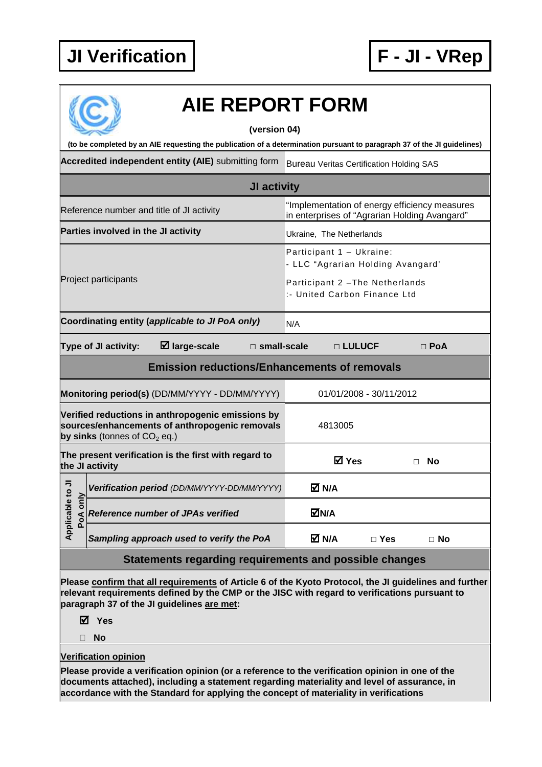**JI Verification**

**F - JI - VRep**

# AIE REPORT FORM

**(version 04)**

**(to be completed by an AIE requesting the publication of a determination pursuant to paragraph 37 of the JI guidelines)**

| | |
|---|---|
| **Accredited independent entity (AIE)** submitting form | Bureau Veritas Certification Holding SAS |
| **JI activity** | |
| Reference number and title of JI activity | "Implementation of energy efficiency measures in enterprises of "Agrarian Holding Avangard" |
| **Parties involved in the JI activity** | Ukraine, The Netherlands |
| Project participants | Participant 1 – Ukraine:<br>- LLC "Agrarian Holding Avangard'<br><br>Participant 2 –The Netherlands<br>:- United Carbon Finance Ltd |
| **Coordinating entity (*applicable to JI PoA only*)** | N/A |
| **Type of JI activity:** ☑ **large-scale** □ **small-scale** □ **LULUCF** □ **PoA** | |
| **Emission reductions/Enhancements of removals** | |
| **Monitoring period(s)** (DD/MM/YYYY - DD/MM/YYYY) | 01/01/2008 - 30/11/2012 |
| **Verified reductions in anthropogenic emissions by sources/enhancements of anthropogenic removals by sinks** (tonnes of $CO_2$ eq.) | 4813005 |
| **The present verification is the first with regard to the JI activity** | ☑ **Yes** □ **No** |
| *Applicable to JI PoA only:* ***Verification period*** *(DD/MM/YYYY-DD/MM/YYYY)* | ☑ **N/A** |
| *Applicable to JI PoA only:* ***Reference number of JPAs verified*** | ☑ **N/A** |
| *Applicable to JI PoA only:* ***Sampling approach used to verify the PoA*** | ☑ **N/A** □ **Yes** □ **No** |

## Statements regarding requirements and possible changes

**Please <u>confirm that all requirements</u> of Article 6 of the Kyoto Protocol, the JI guidelines and further relevant requirements defined by the CMP or the JISC with regard to verifications pursuant to paragraph 37 of the JI guidelines <u>are met</u>:**

☑ **Yes**

□ **No**

**<u>Verification opinion</u>**

**Please provide a verification opinion (or a reference to the verification opinion in one of the documents attached), including a statement regarding materiality and level of assurance, in accordance with the Standard for applying the concept of materiality in verifications**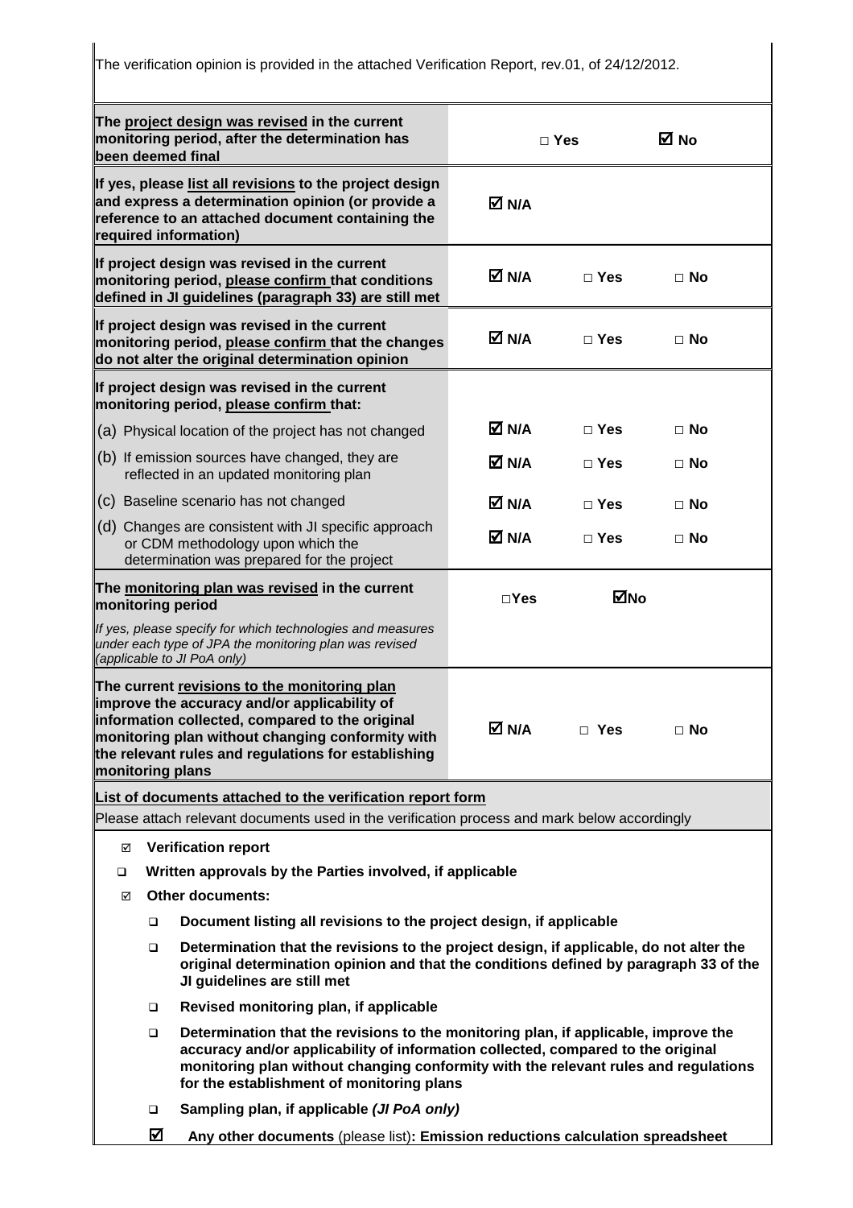The verification opinion is provided in the attached Verification Report, rev.01, of 24/12/2012.

| | | | |
|---|---|---|---|
| **The project design was revised in the current monitoring period, after the determination has been deemed final** | | □ **Yes** | ☑ **No** |
| **If yes, please list all revisions to the project design and express a determination opinion (or provide a reference to an attached document containing the required information)** | ☑ **N/A** | | |
| **If project design was revised in the current monitoring period, please confirm that conditions defined in JI guidelines (paragraph 33) are still met** | ☑ **N/A** | □ **Yes** | □ **No** |
| **If project design was revised in the current monitoring period, please confirm that the changes do not alter the original determination opinion** | ☑ **N/A** | □ **Yes** | □ **No** |
| **If project design was revised in the current monitoring period, please confirm that:** | | | |
| (a) Physical location of the project has not changed | ☑ **N/A** | □ **Yes** | □ **No** |
| (b) If emission sources have changed, they are reflected in an updated monitoring plan | ☑ **N/A** | □ **Yes** | □ **No** |
| (c) Baseline scenario has not changed | ☑ **N/A** | □ **Yes** | □ **No** |
| (d) Changes are consistent with JI specific approach or CDM methodology upon which the determination was prepared for the project | ☑ **N/A** | □ **Yes** | □ **No** |
| **The monitoring plan was revised in the current monitoring period**<br>*If yes, please specify for which technologies and measures under each type of JPA the monitoring plan was revised (applicable to JI PoA only)* | □**Yes** | ☑**No** | |
| **The current revisions to the monitoring plan improve the accuracy and/or applicability of information collected, compared to the original monitoring plan without changing conformity with the relevant rules and regulations for establishing monitoring plans** | ☑ **N/A** | □ **Yes** | □ **No** |

**List of documents attached to the verification report form**

Please attach relevant documents used in the verification process and mark below accordingly

- ☑ **Verification report**
- ❑ **Written approvals by the Parties involved, if applicable**
- ☑ **Other documents:**
  - ❑ **Document listing all revisions to the project design, if applicable**
  - ❑ **Determination that the revisions to the project design, if applicable, do not alter the original determination opinion and that the conditions defined by paragraph 33 of the JI guidelines are still met**
  - ❑ **Revised monitoring plan, if applicable**
  - ❑ **Determination that the revisions to the monitoring plan, if applicable, improve the accuracy and/or applicability of information collected, compared to the original monitoring plan without changing conformity with the relevant rules and regulations for the establishment of monitoring plans**
  - ❑ **Sampling plan, if applicable *(JI PoA only)***
  - ☑ **Any other documents** (please list)**: Emission reductions calculation spreadsheet**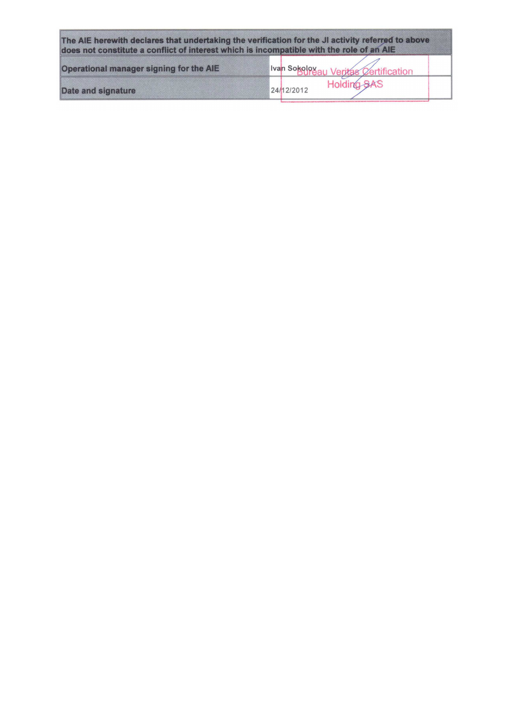| The AIE herewith declares that undertaking the verification for the JI activity referred to above does not constitute a conflict of interest which is incompatible with the role of an AIE | |
| --- | --- |
| Operational manager signing for the AIE | Ivan Sokolov Bureau Veritas Certification Holding SAS |
| Date and signature | 24/12/2012 |